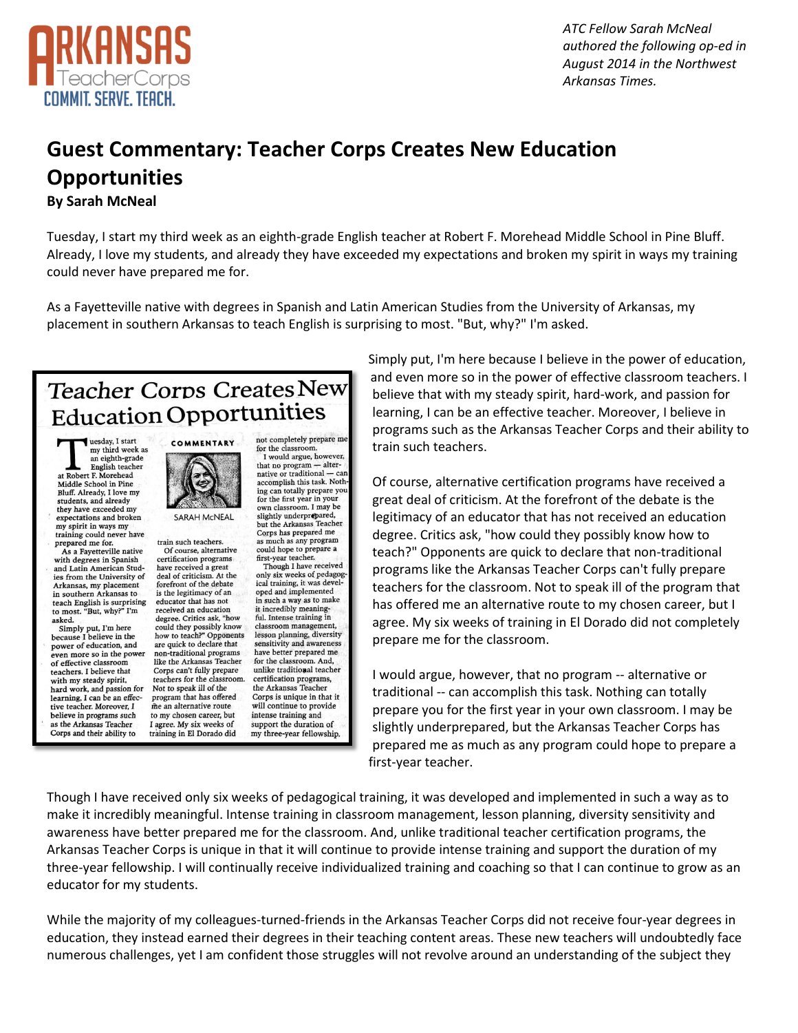*ATC Fellow Sarah McNeal authored the following op-ed in August 2014 in the Northwest Arkansas Times.*

# Guest Commentary: Teacher Corps Creates New Education Opportunities

**By Sarah McNeal**

Tuesday, I start my third week as an eighth-grade English teacher at Robert F. Morehead Middle School in Pine Bluff. Already, I love my students, and already they have exceeded my expectations and broken my spirit in ways my training could never have prepared me for.

As a Fayetteville native with degrees in Spanish and Latin American Studies from the University of Arkansas, my placement in southern Arkansas to teach English is surprising to most. "But, why?" I'm asked.

Simply put, I'm here because I believe in the power of education, and even more so in the power of effective classroom teachers. I believe that with my steady spirit, hard-work, and passion for learning, I can be an effective teacher. Moreover, I believe in programs such as the Arkansas Teacher Corps and their ability to train such teachers.

Of course, alternative certification programs have received a great deal of criticism. At the forefront of the debate is the legitimacy of an educator that has not received an education degree. Critics ask, "how could they possibly know how to teach?" Opponents are quick to declare that non-traditional programs like the Arkansas Teacher Corps can't fully prepare teachers for the classroom. Not to speak ill of the program that has offered me an alternative route to my chosen career, but I agree. My six weeks of training in El Dorado did not completely prepare me for the classroom.

I would argue, however, that no program -- alternative or traditional -- can accomplish this task. Nothing can totally prepare you for the first year in your own classroom. I may be slightly underprepared, but the Arkansas Teacher Corps has prepared me as much as any program could hope to prepare a first-year teacher.

Though I have received only six weeks of pedagogical training, it was developed and implemented in such a way as to make it incredibly meaningful. Intense training in classroom management, lesson planning, diversity sensitivity and awareness have better prepared me for the classroom. And, unlike traditional teacher certification programs, the Arkansas Teacher Corps is unique in that it will continue to provide intense training and support the duration of my three-year fellowship. I will continually receive individualized training and coaching so that I can continue to grow as an educator for my students.

While the majority of my colleagues-turned-friends in the Arkansas Teacher Corps did not receive four-year degrees in education, they instead earned their degrees in their teaching content areas. These new teachers will undoubtedly face numerous challenges, yet I am confident those struggles will not revolve around an understanding of the subject they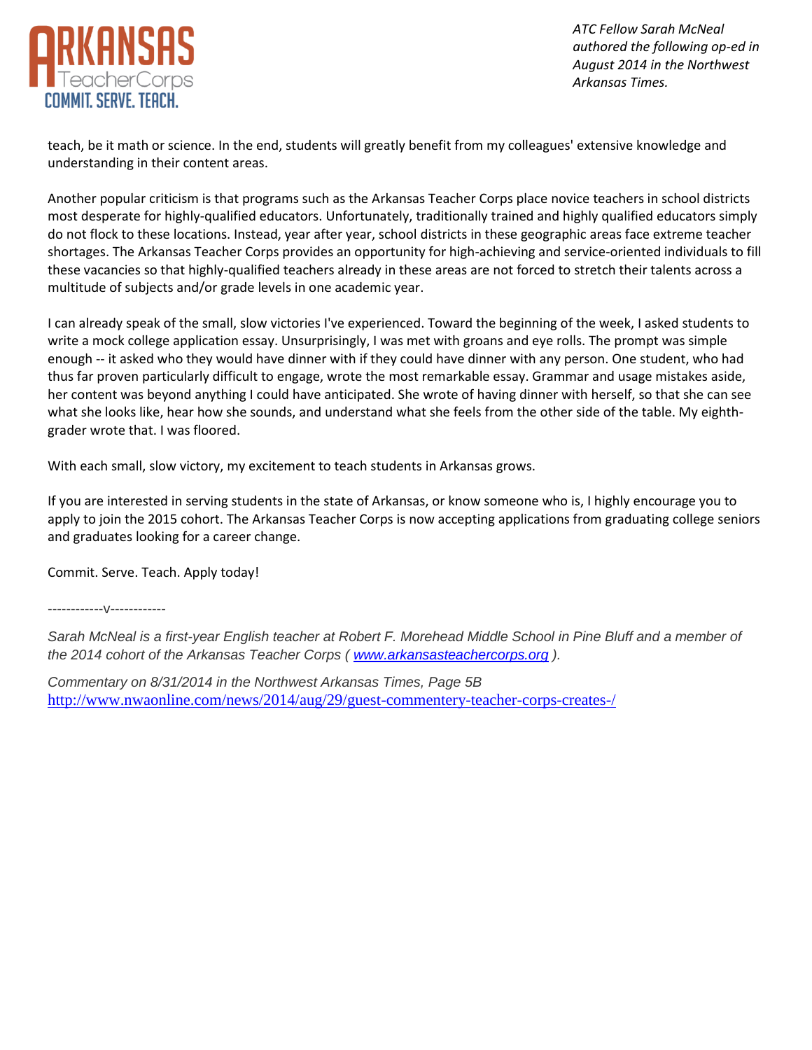*ATC Fellow Sarah McNeal authored the following op-ed in August 2014 in the Northwest Arkansas Times.*

teach, be it math or science. In the end, students will greatly benefit from my colleagues' extensive knowledge and understanding in their content areas.

Another popular criticism is that programs such as the Arkansas Teacher Corps place novice teachers in school districts most desperate for highly-qualified educators. Unfortunately, traditionally trained and highly qualified educators simply do not flock to these locations. Instead, year after year, school districts in these geographic areas face extreme teacher shortages. The Arkansas Teacher Corps provides an opportunity for high-achieving and service-oriented individuals to fill these vacancies so that highly-qualified teachers already in these areas are not forced to stretch their talents across a multitude of subjects and/or grade levels in one academic year.

I can already speak of the small, slow victories I've experienced. Toward the beginning of the week, I asked students to write a mock college application essay. Unsurprisingly, I was met with groans and eye rolls. The prompt was simple enough -- it asked who they would have dinner with if they could have dinner with any person. One student, who had thus far proven particularly difficult to engage, wrote the most remarkable essay. Grammar and usage mistakes aside, her content was beyond anything I could have anticipated. She wrote of having dinner with herself, so that she can see what she looks like, hear how she sounds, and understand what she feels from the other side of the table. My eighth-grader wrote that. I was floored.

With each small, slow victory, my excitement to teach students in Arkansas grows.

If you are interested in serving students in the state of Arkansas, or know someone who is, I highly encourage you to apply to join the 2015 cohort. The Arkansas Teacher Corps is now accepting applications from graduating college seniors and graduates looking for a career change.

Commit. Serve. Teach. Apply today!

------------v------------

*Sarah McNeal is a first-year English teacher at Robert F. Morehead Middle School in Pine Bluff and a member of the 2014 cohort of the Arkansas Teacher Corps ( [www.arkansasteachercorps.org](www.arkansasteachercorps.org) ).*

*Commentary on 8/31/2014 in the Northwest Arkansas Times, Page 5B*
http://www.nwaonline.com/news/2014/aug/29/guest-commentery-teacher-corps-creates-/